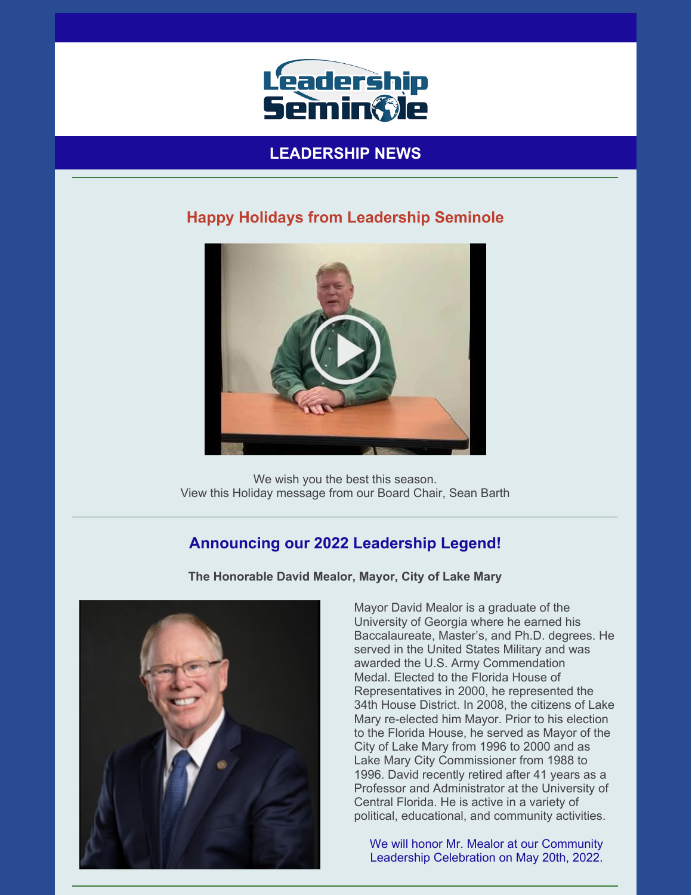# LEADERSHIP NEWS

## Happy Holidays from Leadership Seminole

We wish you the best this season.
View this Holiday message from our Board Chair, Sean Barth

## Announcing our 2022 Leadership Legend!

**The Honorable David Mealor, Mayor, City of Lake Mary**

Mayor David Mealor is a graduate of the University of Georgia where he earned his Baccalaureate, Master's, and Ph.D. degrees. He served in the United States Military and was awarded the U.S. Army Commendation Medal. Elected to the Florida House of Representatives in 2000, he represented the 34th House District. In 2008, the citizens of Lake Mary re-elected him Mayor. Prior to his election to the Florida House, he served as Mayor of the City of Lake Mary from 1996 to 2000 and as Lake Mary City Commissioner from 1988 to 1996. David recently retired after 41 years as a Professor and Administrator at the University of Central Florida. He is active in a variety of political, educational, and community activities.

We will honor Mr. Mealor at our Community Leadership Celebration on May 20th, 2022.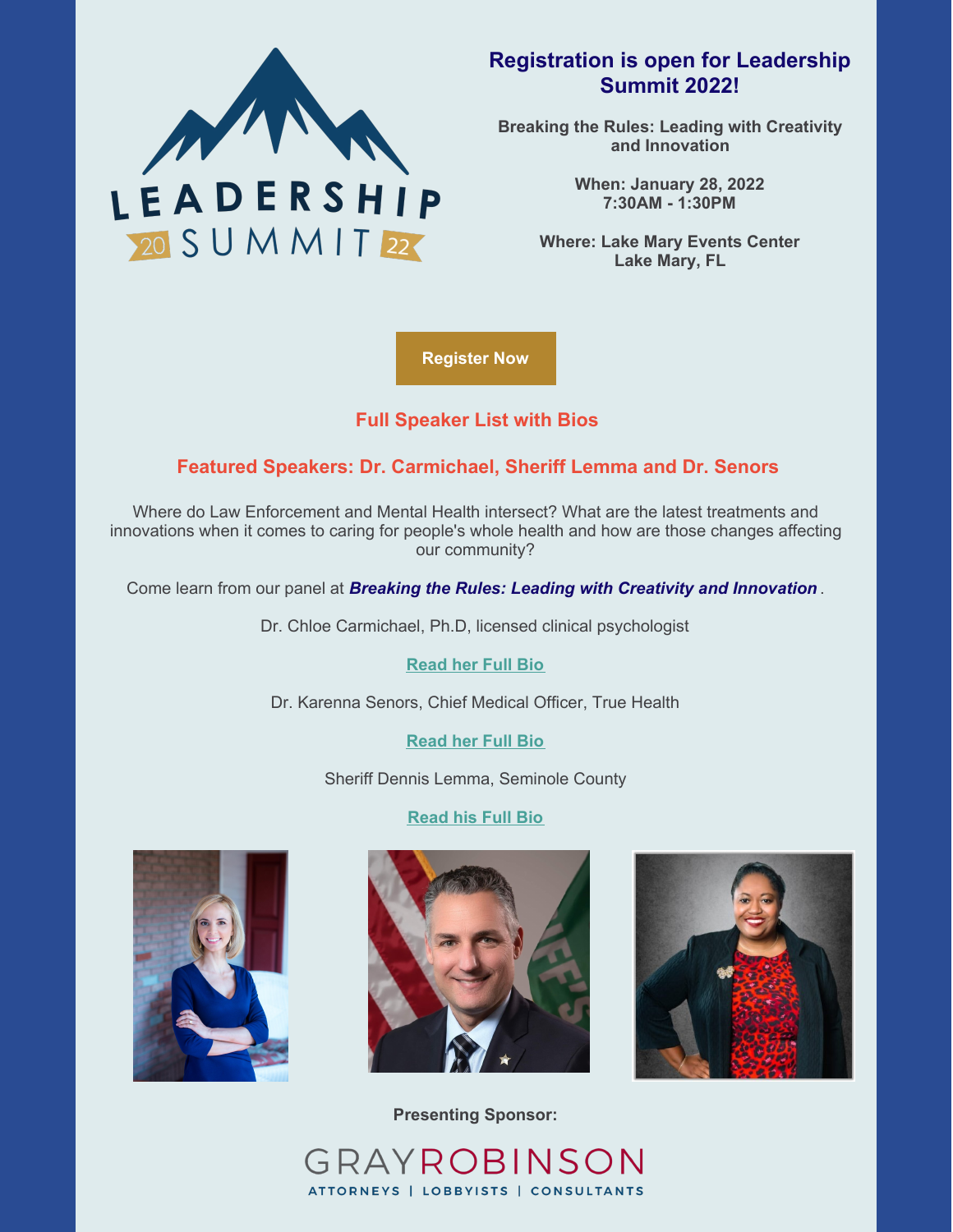# Registration is open for Leadership Summit 2022!

**Breaking the Rules: Leading with Creativity and Innovation**

**When: January 28, 2022**
**7:30AM - 1:30PM**

**Where: Lake Mary Events Center**
**Lake Mary, FL**

**Register Now**

## Full Speaker List with Bios

## Featured Speakers: Dr. Carmichael, Sheriff Lemma and Dr. Senors

Where do Law Enforcement and Mental Health intersect? What are the latest treatments and innovations when it comes to caring for people's whole health and how are those changes affecting our community?

Come learn from our panel at ***Breaking the Rules: Leading with Creativity and Innovation***.

Dr. Chloe Carmichael, Ph.D, licensed clinical psychologist

**Read her Full Bio**

Dr. Karenna Senors, Chief Medical Officer, True Health

**Read her Full Bio**

Sheriff Dennis Lemma, Seminole County

**Read his Full Bio**

**Presenting Sponsor:**

GRAYROBINSON
ATTORNEYS | LOBBYISTS | CONSULTANTS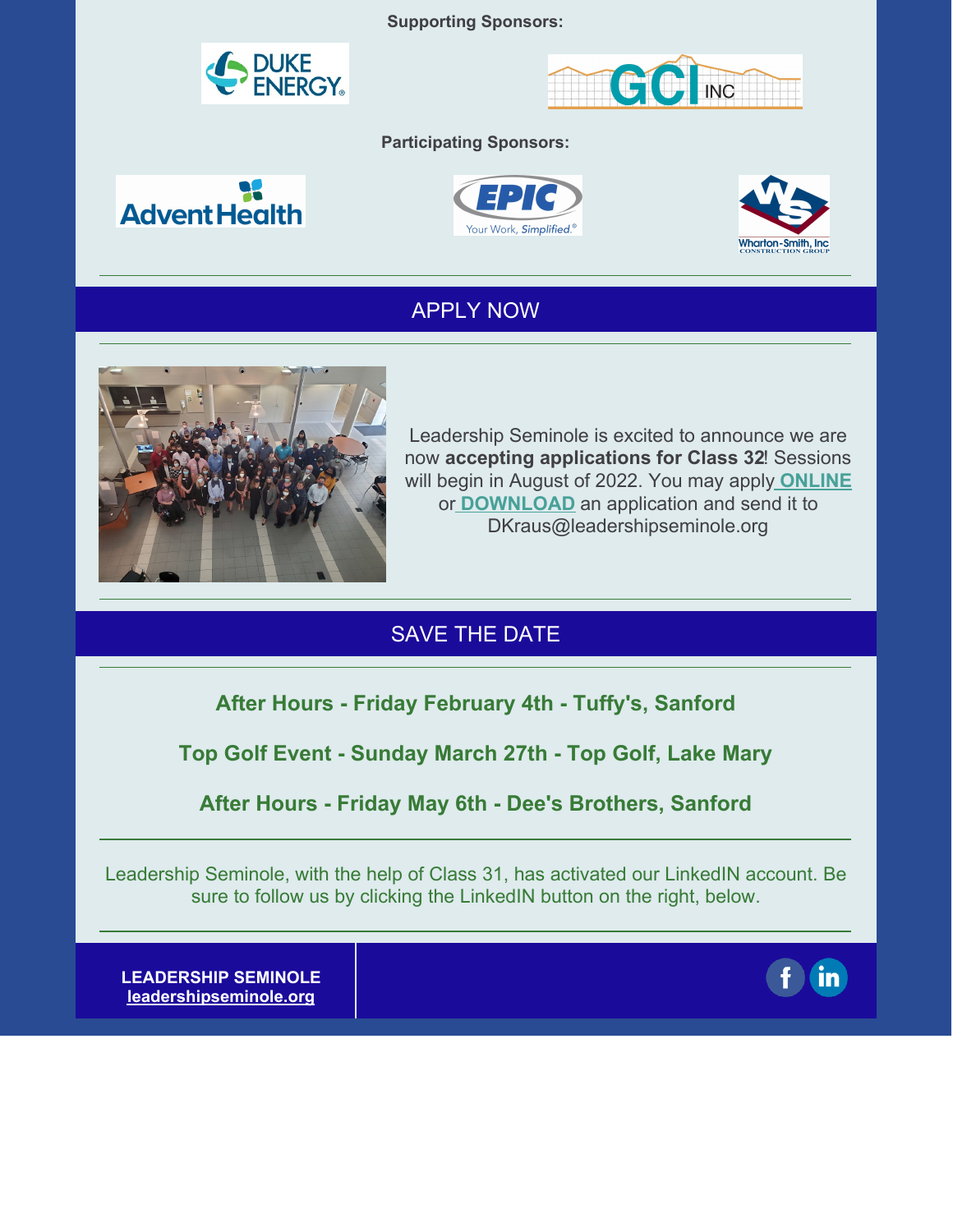**Supporting Sponsors:**

DUKE ENERGY

GCI INC

**Participating Sponsors:**

AdventHealth

EPIC Your Work, Simplified.

Wharton-Smith, Inc CONSTRUCTION GROUP

---

## APPLY NOW

---

Leadership Seminole is excited to announce we are now **accepting applications for Class 32**! Sessions will begin in August of 2022. You may apply **ONLINE** or **DOWNLOAD** an application and send it to DKraus@leadershipseminole.org

---

## SAVE THE DATE

---

**After Hours - Friday February 4th - Tuffy's, Sanford**

**Top Golf Event - Sunday March 27th - Top Golf, Lake Mary**

**After Hours - Friday May 6th - Dee's Brothers, Sanford**

---

Leadership Seminole, with the help of Class 31, has activated our LinkedIN account. Be sure to follow us by clicking the LinkedIN button on the right, below.

---

**LEADERSHIP SEMINOLE**
**leadershipseminole.org**